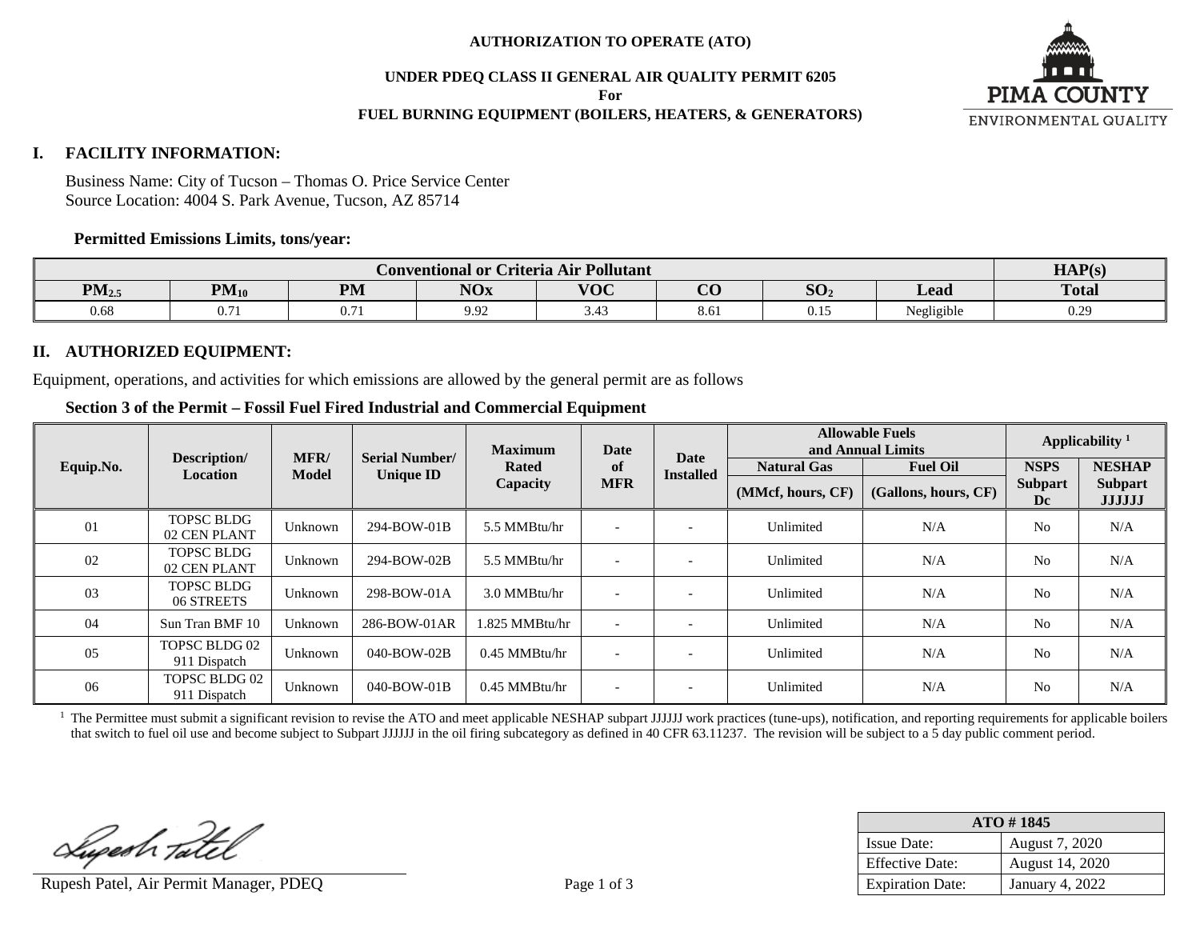**AUTHORIZATION TO OPERATE (ATO)**

**UNDER PDEQ CLASS II GENERAL AIR QUALITY PERMIT 6205**

**For**

**FUEL BURNING EQUIPMENT (BOILERS, HEATERS, & GENERATORS)**

## I. FACILITY INFORMATION:

Business Name: City of Tucson – Thomas O. Price Service Center
Source Location: 4004 S. Park Avenue, Tucson, AZ 85714

**Permitted Emissions Limits, tons/year:**

| Conventional or Criteria Air Pollutant | | | | | | | | HAP(s) |
|---|---|---|---|---|---|---|---|---|
| $PM_{2.5}$ | $PM_{10}$ | PM | NOx | VOC | CO | $SO_2$ | Lead | Total |
| 0.68 | 0.71 | 0.71 | 9.92 | 3.43 | 8.61 | 0.15 | Negligible | 0.29 |

## II. AUTHORIZED EQUIPMENT:

Equipment, operations, and activities for which emissions are allowed by the general permit are as follows

**Section 3 of the Permit – Fossil Fuel Fired Industrial and Commercial Equipment**

| Equip.No. | Description/ Location | MFR/ Model | Serial Number/ Unique ID | Maximum Rated Capacity | Date of MFR | Date Installed | Allowable Fuels and Annual Limits | | Applicability [1] | |
|---|---|---|---|---|---|---|---|---|---|---|
| | | | | | | | Natural Gas (MMcf, hours, CF) | Fuel Oil (Gallons, hours, CF) | NSPS Subpart Dc | NESHAP Subpart JJJJJJ |
| 01 | TOPSC BLDG 02 CEN PLANT | Unknown | 294-BOW-01B | 5.5 MMBtu/hr | - | - | Unlimited | N/A | No | N/A |
| 02 | TOPSC BLDG 02 CEN PLANT | Unknown | 294-BOW-02B | 5.5 MMBtu/hr | - | - | Unlimited | N/A | No | N/A |
| 03 | TOPSC BLDG 06 STREETS | Unknown | 298-BOW-01A | 3.0 MMBtu/hr | - | - | Unlimited | N/A | No | N/A |
| 04 | Sun Tran BMF 10 | Unknown | 286-BOW-01AR | 1.825 MMBtu/hr | - | - | Unlimited | N/A | No | N/A |
| 05 | TOPSC BLDG 02 911 Dispatch | Unknown | 040-BOW-02B | 0.45 MMBtu/hr | - | - | Unlimited | N/A | No | N/A |
| 06 | TOPSC BLDG 02 911 Dispatch | Unknown | 040-BOW-01B | 0.45 MMBtu/hr | - | - | Unlimited | N/A | No | N/A |

[1] The Permittee must submit a significant revision to revise the ATO and meet applicable NESHAP subpart JJJJJJ work practices (tune-ups), notification, and reporting requirements for applicable boilers that switch to fuel oil use and become subject to Subpart JJJJJJ in the oil firing subcategory as defined in 40 CFR 63.11237. The revision will be subject to a 5 day public comment period.

Rupesh Patel, Air Permit Manager, PDEQ

| ATO # 1845 | |
|---|---|
| Issue Date: | August 7, 2020 |
| Effective Date: | August 14, 2020 |
| Expiration Date: | January 4, 2022 |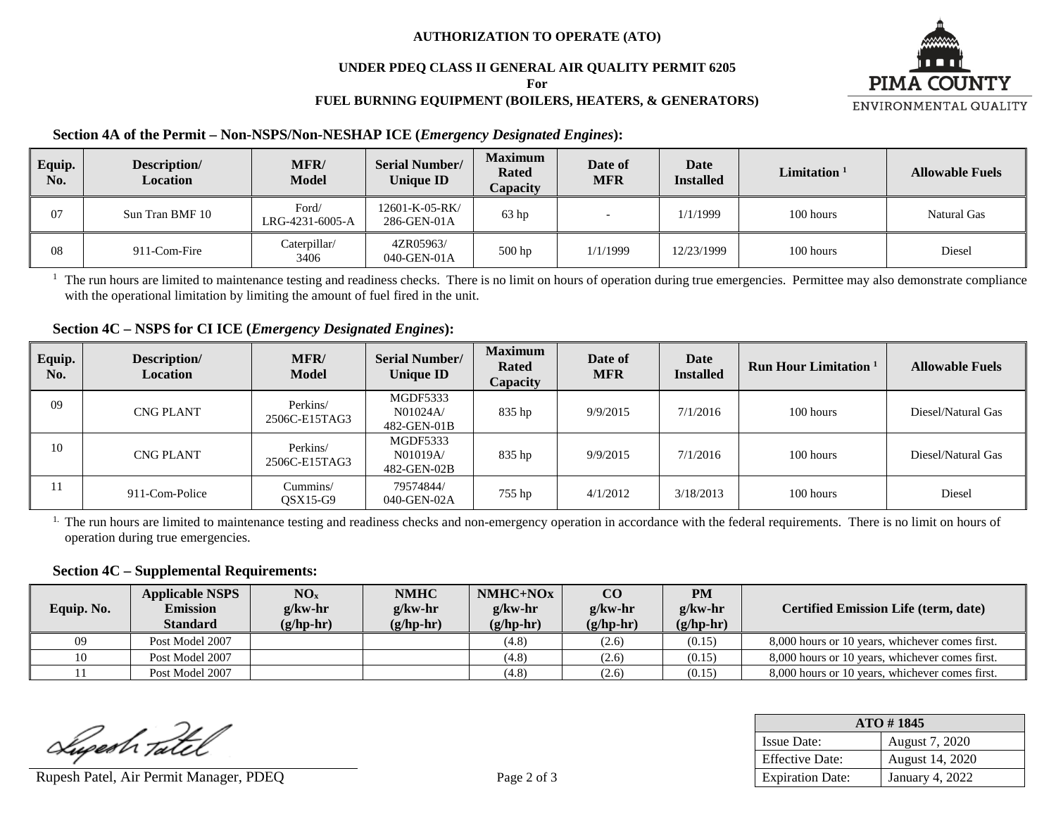**AUTHORIZATION TO OPERATE (ATO)**

**UNDER PDEQ CLASS II GENERAL AIR QUALITY PERMIT 6205**

**For**

**FUEL BURNING EQUIPMENT (BOILERS, HEATERS, & GENERATORS)**

PIMA COUNTY ENVIRONMENTAL QUALITY

### Section 4A of the Permit – Non-NSPS/Non-NESHAP ICE (*Emergency Designated Engines*):

| Equip. No. | Description/ Location | MFR/ Model | Serial Number/ Unique ID | Maximum Rated Capacity | Date of MFR | Date Installed | Limitation [1] | Allowable Fuels |
|---|---|---|---|---|---|---|---|---|
| 07 | Sun Tran BMF 10 | Ford/ LRG-4231-6005-A | 12601-K-05-RK/ 286-GEN-01A | 63 hp | - | 1/1/1999 | 100 hours | Natural Gas |
| 08 | 911-Com-Fire | Caterpillar/ 3406 | 4ZR05963/ 040-GEN-01A | 500 hp | 1/1/1999 | 12/23/1999 | 100 hours | Diesel |

[1] The run hours are limited to maintenance testing and readiness checks. There is no limit on hours of operation during true emergencies. Permittee may also demonstrate compliance with the operational limitation by limiting the amount of fuel fired in the unit.

### Section 4C – NSPS for CI ICE (*Emergency Designated Engines*):

| Equip. No. | Description/ Location | MFR/ Model | Serial Number/ Unique ID | Maximum Rated Capacity | Date of MFR | Date Installed | Run Hour Limitation [1] | Allowable Fuels |
|---|---|---|---|---|---|---|---|---|
| 09 | CNG PLANT | Perkins/ 2506C-E15TAG3 | MGDF5333 N01024A/ 482-GEN-01B | 835 hp | 9/9/2015 | 7/1/2016 | 100 hours | Diesel/Natural Gas |
| 10 | CNG PLANT | Perkins/ 2506C-E15TAG3 | MGDF5333 N01019A/ 482-GEN-02B | 835 hp | 9/9/2015 | 7/1/2016 | 100 hours | Diesel/Natural Gas |
| 11 | 911-Com-Police | Cummins/ QSX15-G9 | 79574844/ 040-GEN-02A | 755 hp | 4/1/2012 | 3/18/2013 | 100 hours | Diesel |

[1.] The run hours are limited to maintenance testing and readiness checks and non-emergency operation in accordance with the federal requirements. There is no limit on hours of operation during true emergencies.

### Section 4C – Supplemental Requirements:

| Equip. No. | Applicable NSPS Emission Standard | $NO_x$ g/kw-hr (g/hp-hr) | NMHC g/kw-hr (g/hp-hr) | NMHC+NOx g/kw-hr (g/hp-hr) | CO g/kw-hr (g/hp-hr) | PM g/kw-hr (g/hp-hr) | Certified Emission Life (term, date) |
|---|---|---|---|---|---|---|---|
| 09 | Post Model 2007 | | | (4.8) | (2.6) | (0.15) | 8,000 hours or 10 years, whichever comes first. |
| 10 | Post Model 2007 | | | (4.8) | (2.6) | (0.15) | 8,000 hours or 10 years, whichever comes first. |
| 11 | Post Model 2007 | | | (4.8) | (2.6) | (0.15) | 8,000 hours or 10 years, whichever comes first. |

Rupesh Patel, Air Permit Manager, PDEQ

| ATO # 1845 | |
|---|---|
| Issue Date: | August 7, 2020 |
| Effective Date: | August 14, 2020 |
| Expiration Date: | January 4, 2022 |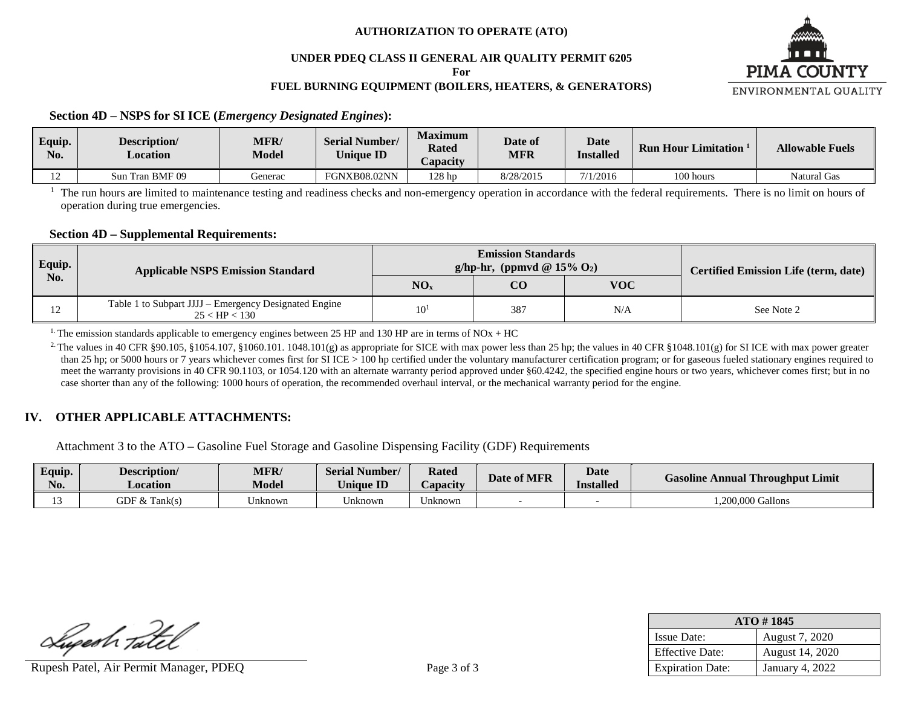**AUTHORIZATION TO OPERATE (ATO)**

**UNDER PDEQ CLASS II GENERAL AIR QUALITY PERMIT 6205**

**For**

**FUEL BURNING EQUIPMENT (BOILERS, HEATERS, & GENERATORS)**

PIMA COUNTY ENVIRONMENTAL QUALITY

### Section 4D – NSPS for SI ICE (*Emergency Designated Engines*):

| Equip. No. | Description/ Location | MFR/ Model | Serial Number/ Unique ID | Maximum Rated Capacity | Date of MFR | Date Installed | Run Hour Limitation [1] | Allowable Fuels |
|---|---|---|---|---|---|---|---|---|
| 12 | Sun Tran BMF 09 | Generac | FGNXB08.02NN | 128 hp | 8/28/2015 | 7/1/2016 | 100 hours | Natural Gas |

[1] The run hours are limited to maintenance testing and readiness checks and non-emergency operation in accordance with the federal requirements. There is no limit on hours of operation during true emergencies.

### Section 4D – Supplemental Requirements:

| Equip. No. | Applicable NSPS Emission Standard | Emission Standards g/hp-hr, (ppmvd @ 15% $O_2$) | | | Certified Emission Life (term, date) |
|---|---|---|---|---|---|
| | | $NO_x$ | CO | VOC | |
| 12 | Table 1 to Subpart JJJJ – Emergency Designated Engine 25 < HP < 130 | 10[1] | 387 | N/A | See Note 2 |

[1.] The emission standards applicable to emergency engines between 25 HP and 130 HP are in terms of NOx + HC

[2.] The values in 40 CFR §90.105, §1054.107, §1060.101. 1048.101(g) as appropriate for SICE with max power less than 25 hp; the values in 40 CFR §1048.101(g) for SI ICE with max power greater than 25 hp; or 5000 hours or 7 years whichever comes first for SI ICE > 100 hp certified under the voluntary manufacturer certification program; or for gaseous fueled stationary engines required to meet the warranty provisions in 40 CFR 90.1103, or 1054.120 with an alternate warranty period approved under §60.4242, the specified engine hours or two years, whichever comes first; but in no case shorter than any of the following: 1000 hours of operation, the recommended overhaul interval, or the mechanical warranty period for the engine.

## IV. OTHER APPLICABLE ATTACHMENTS:

Attachment 3 to the ATO – Gasoline Fuel Storage and Gasoline Dispensing Facility (GDF) Requirements

| Equip. No. | Description/ Location | MFR/ Model | Serial Number/ Unique ID | Rated Capacity | Date of MFR | Date Installed | Gasoline Annual Throughput Limit |
|---|---|---|---|---|---|---|---|
| 13 | GDF & Tank(s) | Unknown | Unknown | Unknown | - | - | 1,200,000 Gallons |

Rupesh Patel, Air Permit Manager, PDEQ

| ATO # 1845 | |
|---|---|
| Issue Date: | August 7, 2020 |
| Effective Date: | August 14, 2020 |
| Expiration Date: | January 4, 2022 |